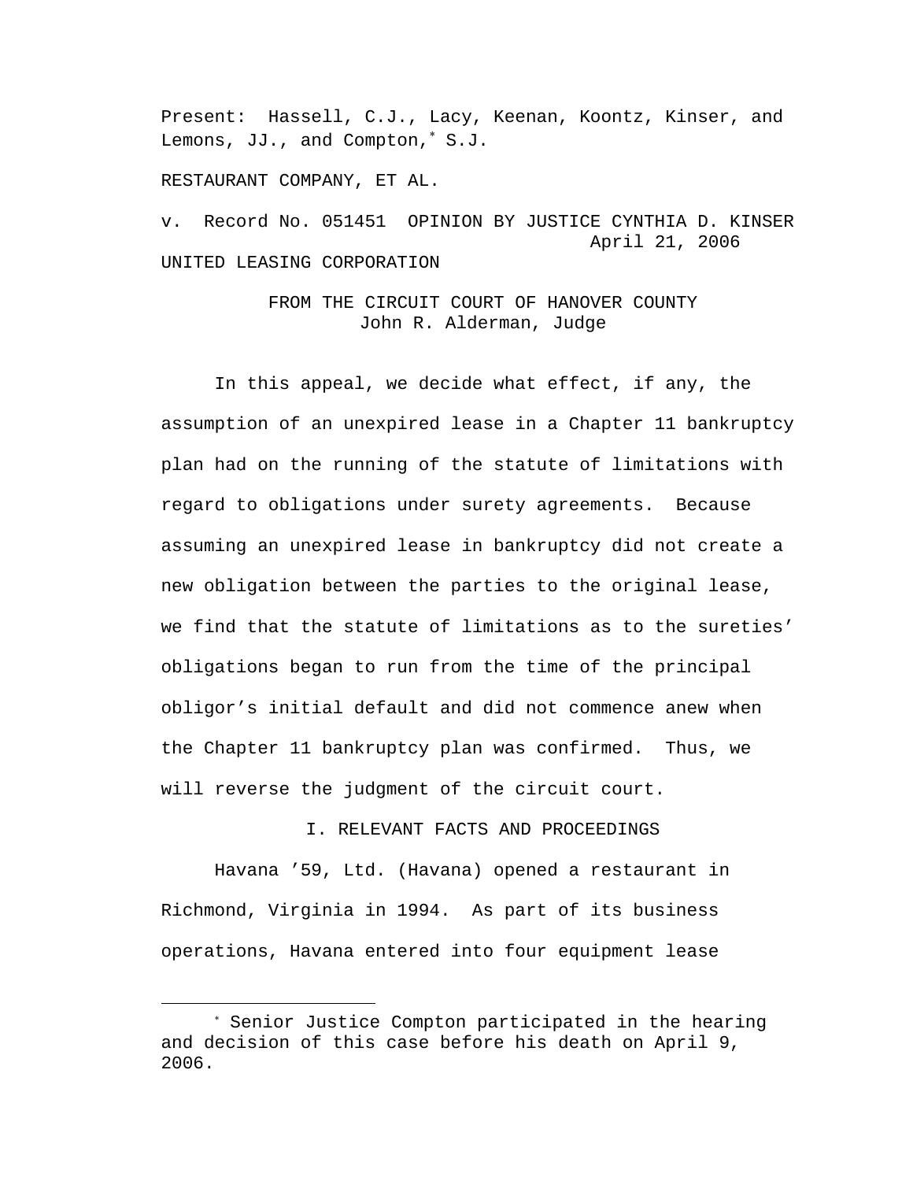Present: Hassell, C.J., Lacy, Keenan, Koontz, Kinser, and Lemons, JJ., and Compton,[*] S.J.

RESTAURANT COMPANY, ET AL.

v. Record No. 051451 OPINION BY JUSTICE CYNTHIA D. KINSER
April 21, 2006

UNITED LEASING CORPORATION

FROM THE CIRCUIT COURT OF HANOVER COUNTY
John R. Alderman, Judge

In this appeal, we decide what effect, if any, the assumption of an unexpired lease in a Chapter 11 bankruptcy plan had on the running of the statute of limitations with regard to obligations under surety agreements. Because assuming an unexpired lease in bankruptcy did not create a new obligation between the parties to the original lease, we find that the statute of limitations as to the sureties' obligations began to run from the time of the principal obligor's initial default and did not commence anew when the Chapter 11 bankruptcy plan was confirmed. Thus, we will reverse the judgment of the circuit court.

## I. RELEVANT FACTS AND PROCEEDINGS

Havana '59, Ltd. (Havana) opened a restaurant in Richmond, Virginia in 1994. As part of its business operations, Havana entered into four equipment lease

---

[*] Senior Justice Compton participated in the hearing and decision of this case before his death on April 9, 2006.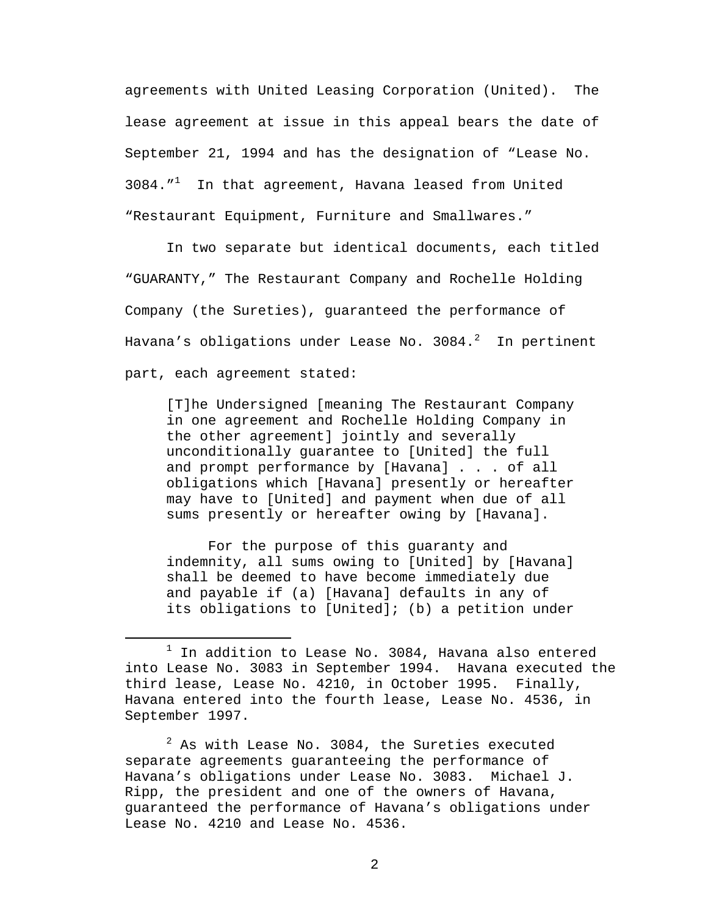agreements with United Leasing Corporation (United). The lease agreement at issue in this appeal bears the date of September 21, 1994 and has the designation of "Lease No. 3084."[1] In that agreement, Havana leased from United "Restaurant Equipment, Furniture and Smallwares."

In two separate but identical documents, each titled "GUARANTY," The Restaurant Company and Rochelle Holding Company (the Sureties), guaranteed the performance of Havana's obligations under Lease No. 3084.[2] In pertinent part, each agreement stated:

> [T]he Undersigned [meaning The Restaurant Company in one agreement and Rochelle Holding Company in the other agreement] jointly and severally unconditionally guarantee to [United] the full and prompt performance by [Havana] . . . of all obligations which [Havana] presently or hereafter may have to [United] and payment when due of all sums presently or hereafter owing by [Havana].
>
> For the purpose of this guaranty and indemnity, all sums owing to [United] by [Havana] shall be deemed to have become immediately due and payable if (a) [Havana] defaults in any of its obligations to [United]; (b) a petition under

---

[1] In addition to Lease No. 3084, Havana also entered into Lease No. 3083 in September 1994. Havana executed the third lease, Lease No. 4210, in October 1995. Finally, Havana entered into the fourth lease, Lease No. 4536, in September 1997.

[2] As with Lease No. 3084, the Sureties executed separate agreements guaranteeing the performance of Havana's obligations under Lease No. 3083. Michael J. Ripp, the president and one of the owners of Havana, guaranteed the performance of Havana's obligations under Lease No. 4210 and Lease No. 4536.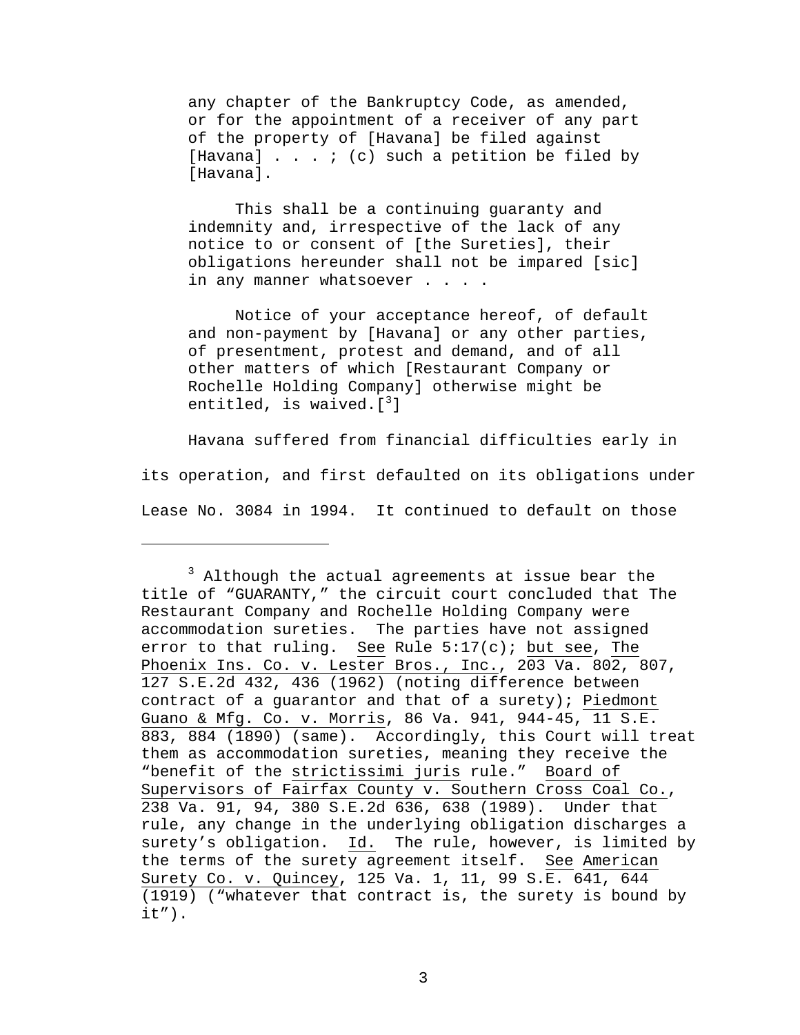> any chapter of the Bankruptcy Code, as amended, or for the appointment of a receiver of any part of the property of [Havana] be filed against [Havana] . . . ; (c) such a petition be filed by [Havana].
>
> This shall be a continuing guaranty and indemnity and, irrespective of the lack of any notice to or consent of [the Sureties], their obligations hereunder shall not be impared [sic] in any manner whatsoever . . . .
>
> Notice of your acceptance hereof, of default and non-payment by [Havana] or any other parties, of presentment, protest and demand, and of all other matters of which [Restaurant Company or Rochelle Holding Company] otherwise might be entitled, is waived.[3]

Havana suffered from financial difficulties early in its operation, and first defaulted on its obligations under Lease No. 3084 in 1994. It continued to default on those

---

[3] Although the actual agreements at issue bear the title of "GUARANTY," the circuit court concluded that The Restaurant Company and Rochelle Holding Company were accommodation sureties. The parties have not assigned error to that ruling. See Rule 5:17(c); but see, The Phoenix Ins. Co. v. Lester Bros., Inc., 203 Va. 802, 807, 127 S.E.2d 432, 436 (1962) (noting difference between contract of a guarantor and that of a surety); Piedmont Guano & Mfg. Co. v. Morris, 86 Va. 941, 944-45, 11 S.E. 883, 884 (1890) (same). Accordingly, this Court will treat them as accommodation sureties, meaning they receive the "benefit of the strictissimi juris rule." Board of Supervisors of Fairfax County v. Southern Cross Coal Co., 238 Va. 91, 94, 380 S.E.2d 636, 638 (1989). Under that rule, any change in the underlying obligation discharges a surety's obligation. Id. The rule, however, is limited by the terms of the surety agreement itself. See American Surety Co. v. Quincey, 125 Va. 1, 11, 99 S.E. 641, 644 (1919) ("whatever that contract is, the surety is bound by it").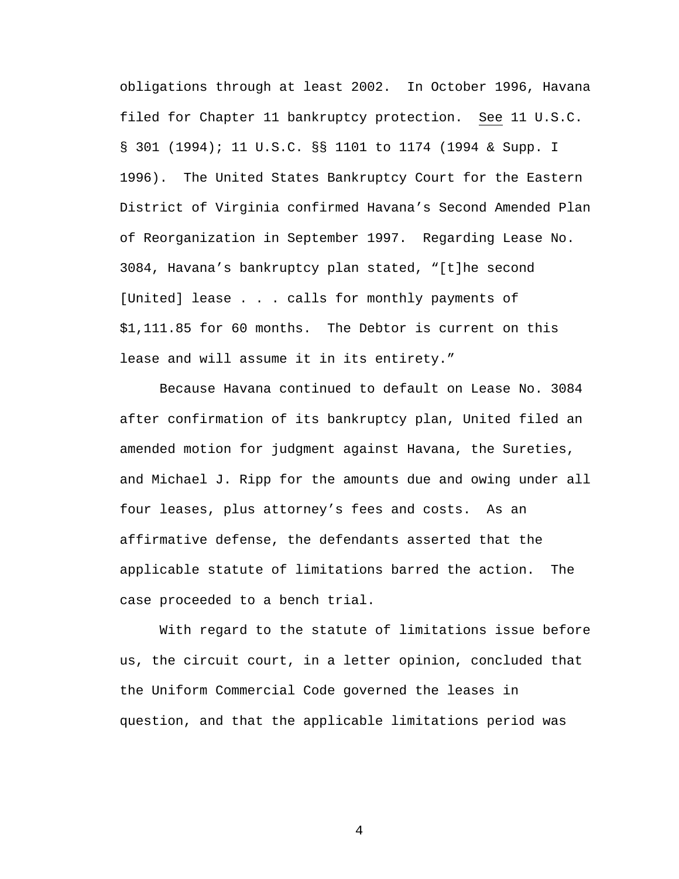obligations through at least 2002. In October 1996, Havana filed for Chapter 11 bankruptcy protection. See 11 U.S.C. § 301 (1994); 11 U.S.C. §§ 1101 to 1174 (1994 & Supp. I 1996). The United States Bankruptcy Court for the Eastern District of Virginia confirmed Havana's Second Amended Plan of Reorganization in September 1997. Regarding Lease No. 3084, Havana's bankruptcy plan stated, "[t]he second [United] lease . . . calls for monthly payments of $1,111.85 for 60 months. The Debtor is current on this lease and will assume it in its entirety."

Because Havana continued to default on Lease No. 3084 after confirmation of its bankruptcy plan, United filed an amended motion for judgment against Havana, the Sureties, and Michael J. Ripp for the amounts due and owing under all four leases, plus attorney's fees and costs. As an affirmative defense, the defendants asserted that the applicable statute of limitations barred the action. The case proceeded to a bench trial.

With regard to the statute of limitations issue before us, the circuit court, in a letter opinion, concluded that the Uniform Commercial Code governed the leases in question, and that the applicable limitations period was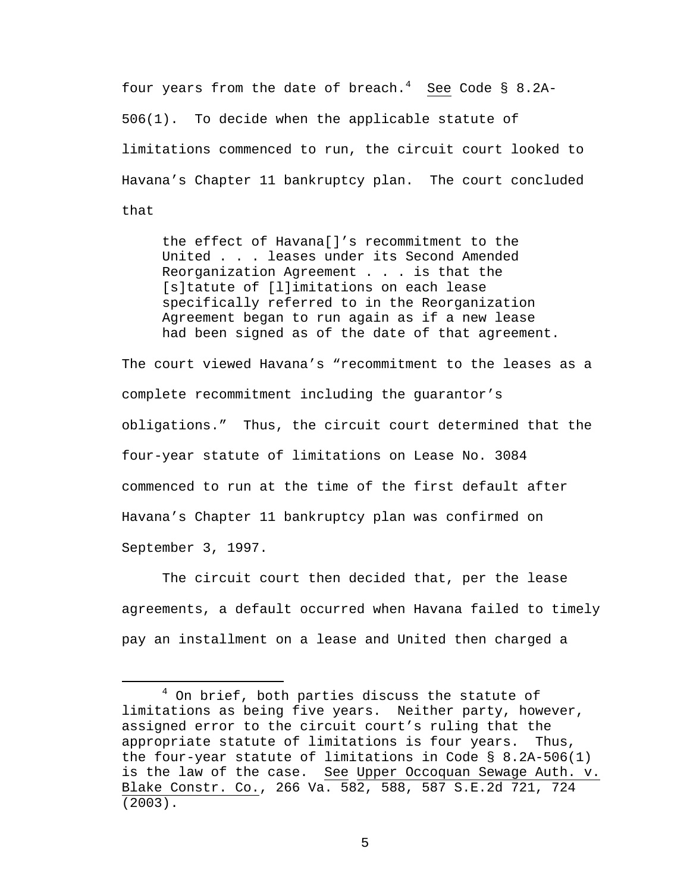four years from the date of breach.[4] See Code § 8.2A-506(1). To decide when the applicable statute of limitations commenced to run, the circuit court looked to Havana's Chapter 11 bankruptcy plan. The court concluded that

> the effect of Havana[]'s recommitment to the United . . . leases under its Second Amended Reorganization Agreement . . . is that the [s]tatute of [l]imitations on each lease specifically referred to in the Reorganization Agreement began to run again as if a new lease had been signed as of the date of that agreement.

The court viewed Havana's "recommitment to the leases as a complete recommitment including the guarantor's obligations." Thus, the circuit court determined that the four-year statute of limitations on Lease No. 3084 commenced to run at the time of the first default after Havana's Chapter 11 bankruptcy plan was confirmed on September 3, 1997.

The circuit court then decided that, per the lease agreements, a default occurred when Havana failed to timely pay an installment on a lease and United then charged a

---

[4] On brief, both parties discuss the statute of limitations as being five years. Neither party, however, assigned error to the circuit court's ruling that the appropriate statute of limitations is four years. Thus, the four-year statute of limitations in Code § 8.2A-506(1) is the law of the case. See Upper Occoquan Sewage Auth. v. Blake Constr. Co., 266 Va. 582, 588, 587 S.E.2d 721, 724 (2003).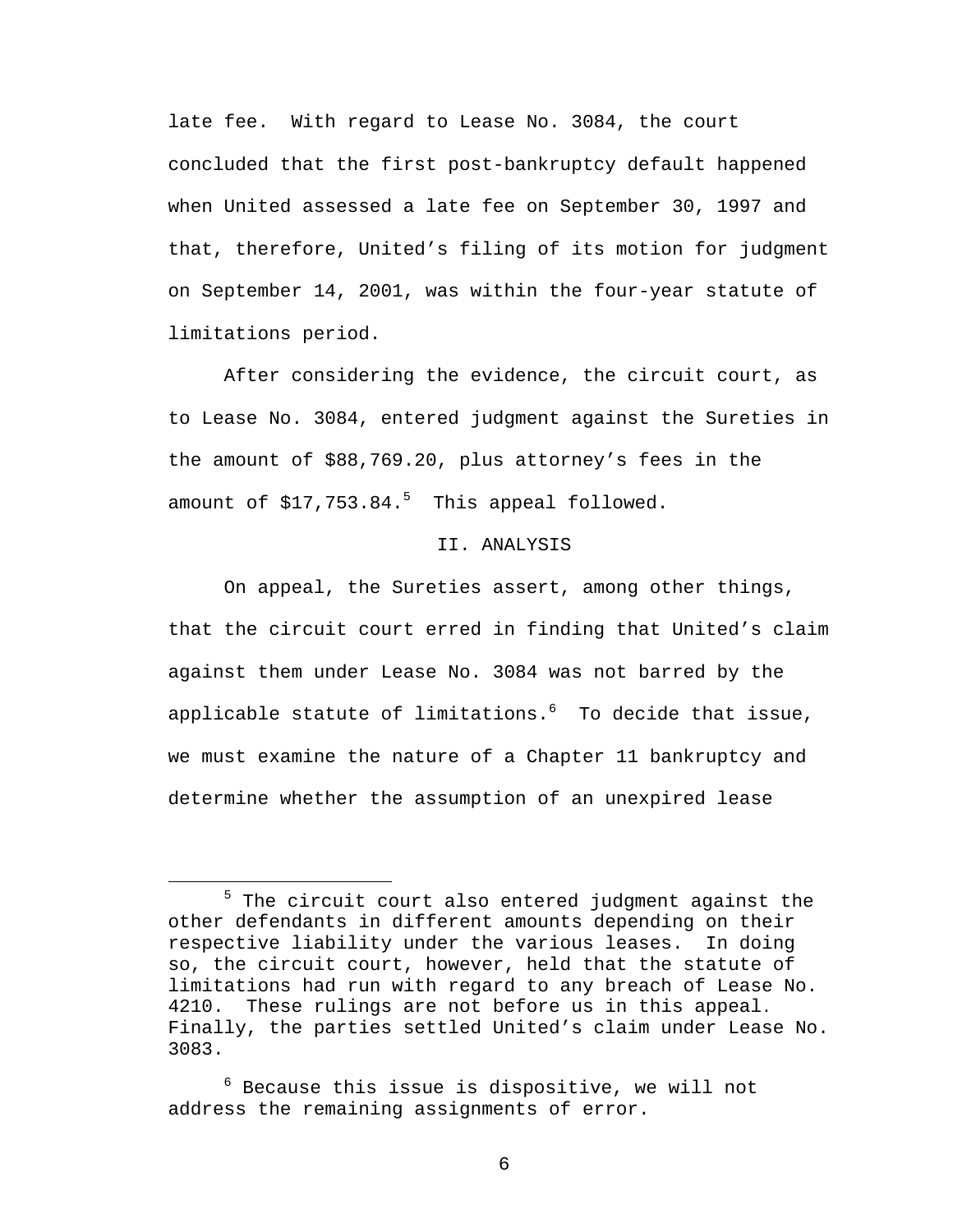late fee. With regard to Lease No. 3084, the court concluded that the first post-bankruptcy default happened when United assessed a late fee on September 30, 1997 and that, therefore, United's filing of its motion for judgment on September 14, 2001, was within the four-year statute of limitations period.

After considering the evidence, the circuit court, as to Lease No. 3084, entered judgment against the Sureties in the amount of $88,769.20, plus attorney's fees in the amount of $17,753.84.[5] This appeal followed.

## II. ANALYSIS

On appeal, the Sureties assert, among other things, that the circuit court erred in finding that United's claim against them under Lease No. 3084 was not barred by the applicable statute of limitations.[6] To decide that issue, we must examine the nature of a Chapter 11 bankruptcy and determine whether the assumption of an unexpired lease

---

[5] The circuit court also entered judgment against the other defendants in different amounts depending on their respective liability under the various leases. In doing so, the circuit court, however, held that the statute of limitations had run with regard to any breach of Lease No. 4210. These rulings are not before us in this appeal. Finally, the parties settled United's claim under Lease No. 3083.

[6] Because this issue is dispositive, we will not address the remaining assignments of error.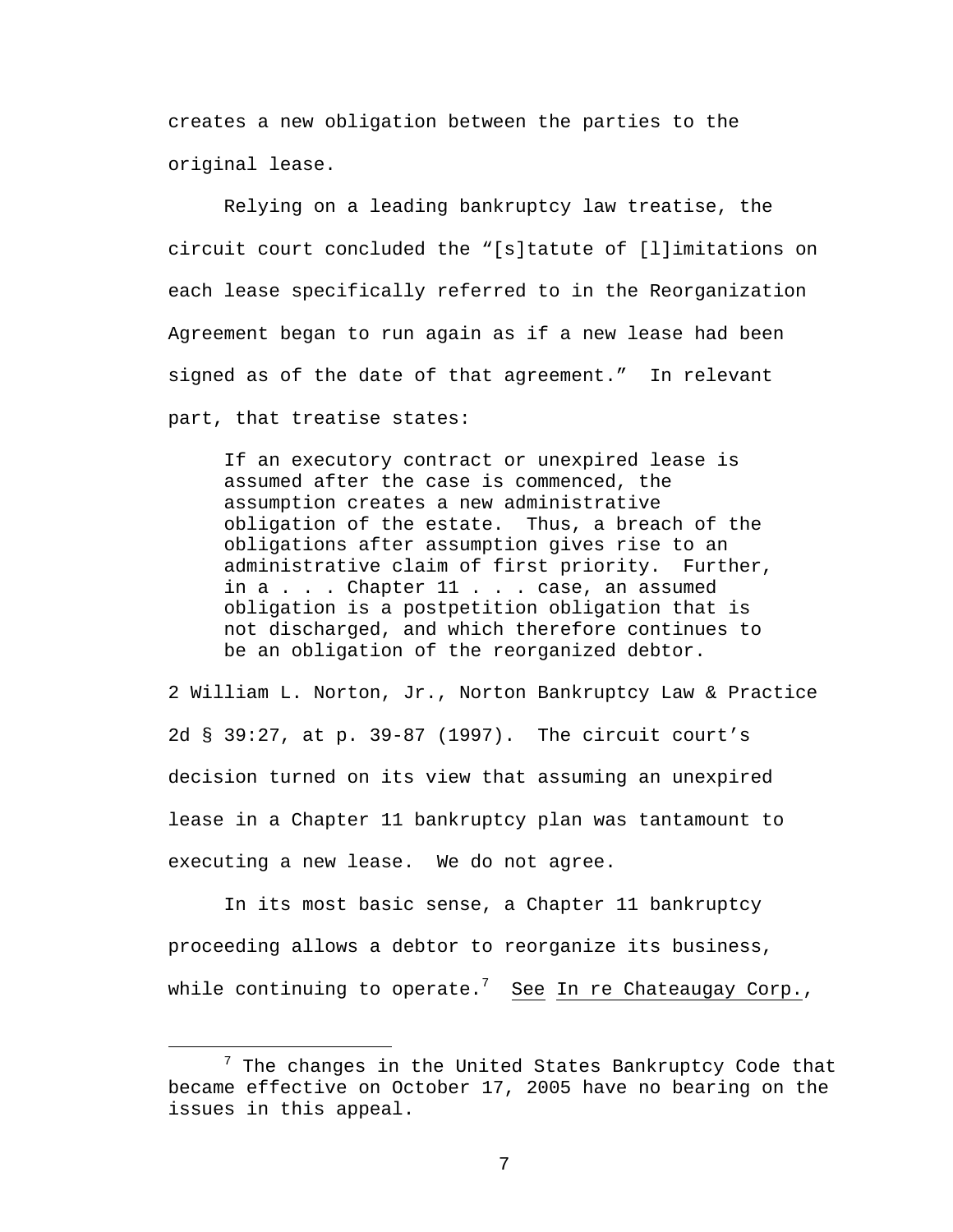creates a new obligation between the parties to the original lease.

Relying on a leading bankruptcy law treatise, the circuit court concluded the "[s]tatute of [l]imitations on each lease specifically referred to in the Reorganization Agreement began to run again as if a new lease had been signed as of the date of that agreement." In relevant part, that treatise states:

> If an executory contract or unexpired lease is assumed after the case is commenced, the assumption creates a new administrative obligation of the estate. Thus, a breach of the obligations after assumption gives rise to an administrative claim of first priority. Further, in a . . . Chapter 11 . . . case, an assumed obligation is a postpetition obligation that is not discharged, and which therefore continues to be an obligation of the reorganized debtor.

2 William L. Norton, Jr., Norton Bankruptcy Law & Practice 2d § 39:27, at p. 39-87 (1997). The circuit court's decision turned on its view that assuming an unexpired lease in a Chapter 11 bankruptcy plan was tantamount to executing a new lease. We do not agree.

In its most basic sense, a Chapter 11 bankruptcy proceeding allows a debtor to reorganize its business, while continuing to operate.[7] See In re Chateaugay Corp.,

[7] The changes in the United States Bankruptcy Code that became effective on October 17, 2005 have no bearing on the issues in this appeal.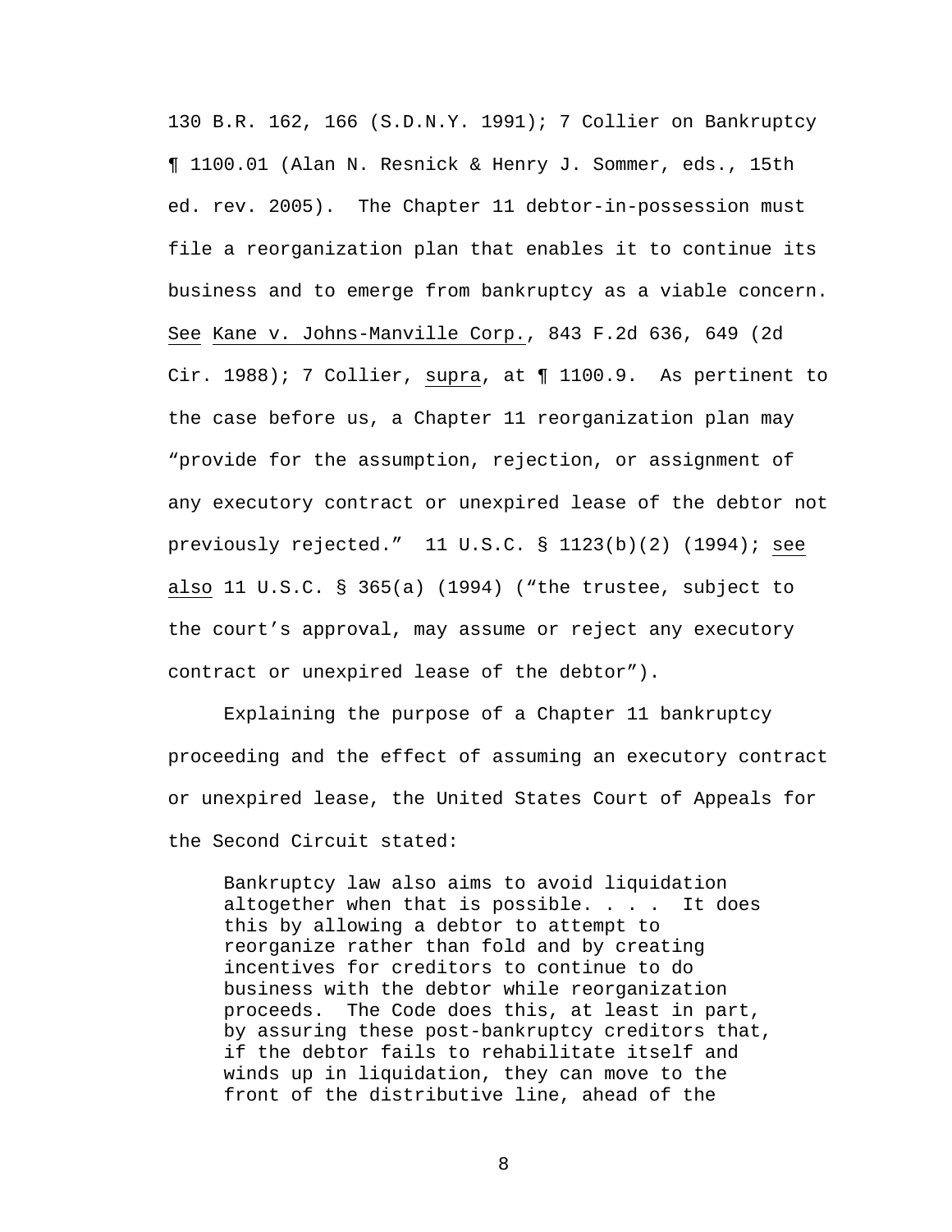130 B.R. 162, 166 (S.D.N.Y. 1991); 7 Collier on Bankruptcy ¶ 1100.01 (Alan N. Resnick & Henry J. Sommer, eds., 15th ed. rev. 2005). The Chapter 11 debtor-in-possession must file a reorganization plan that enables it to continue its business and to emerge from bankruptcy as a viable concern. See Kane v. Johns-Manville Corp., 843 F.2d 636, 649 (2d Cir. 1988); 7 Collier, supra, at ¶ 1100.9. As pertinent to the case before us, a Chapter 11 reorganization plan may "provide for the assumption, rejection, or assignment of any executory contract or unexpired lease of the debtor not previously rejected." 11 U.S.C. § 1123(b)(2) (1994); see also 11 U.S.C. § 365(a) (1994) ("the trustee, subject to the court's approval, may assume or reject any executory contract or unexpired lease of the debtor").

Explaining the purpose of a Chapter 11 bankruptcy proceeding and the effect of assuming an executory contract or unexpired lease, the United States Court of Appeals for the Second Circuit stated:

> Bankruptcy law also aims to avoid liquidation altogether when that is possible. . . . It does this by allowing a debtor to attempt to reorganize rather than fold and by creating incentives for creditors to continue to do business with the debtor while reorganization proceeds. The Code does this, at least in part, by assuring these post-bankruptcy creditors that, if the debtor fails to rehabilitate itself and winds up in liquidation, they can move to the front of the distributive line, ahead of the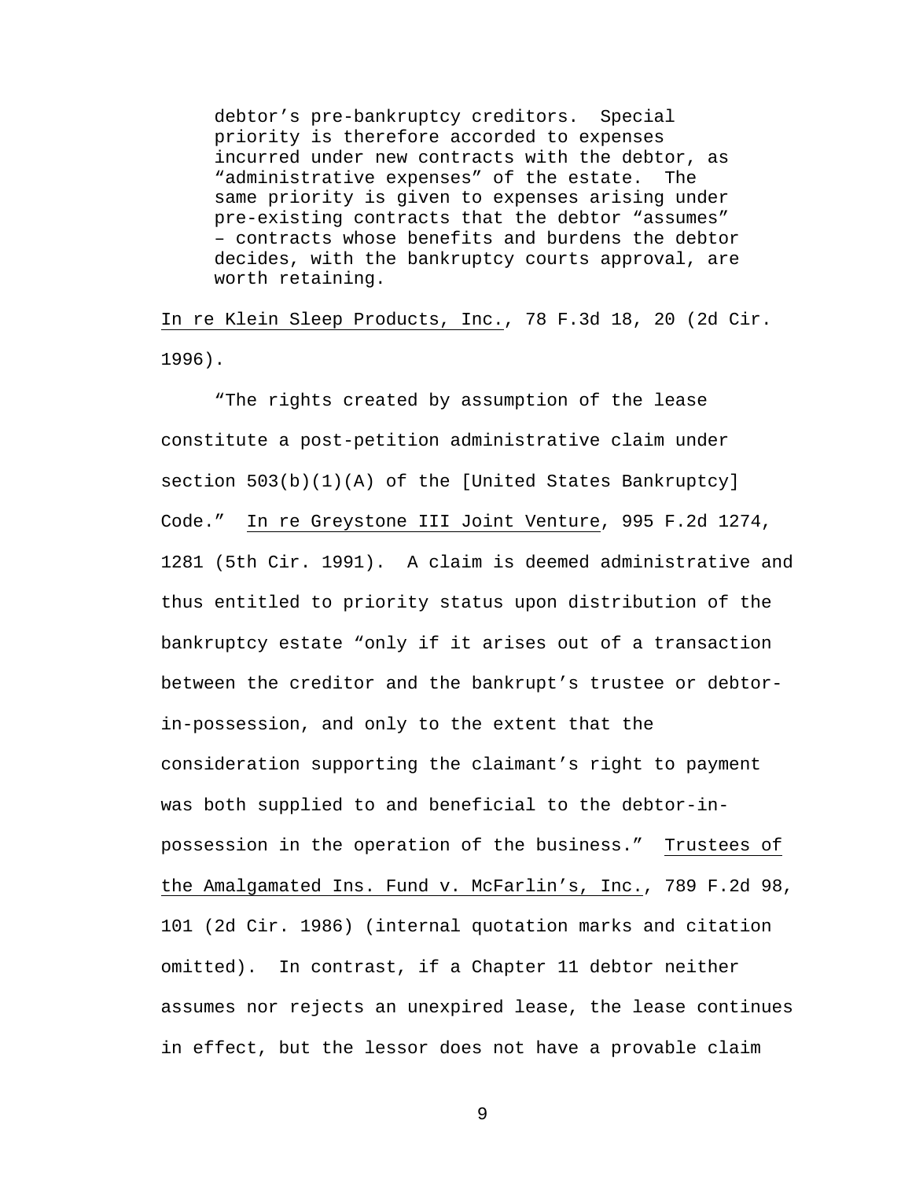> debtor's pre-bankruptcy creditors. Special priority is therefore accorded to expenses incurred under new contracts with the debtor, as "administrative expenses" of the estate. The same priority is given to expenses arising under pre-existing contracts that the debtor "assumes" – contracts whose benefits and burdens the debtor decides, with the bankruptcy courts approval, are worth retaining.

In re Klein Sleep Products, Inc., 78 F.3d 18, 20 (2d Cir. 1996).

"The rights created by assumption of the lease constitute a post-petition administrative claim under section 503(b)(1)(A) of the [United States Bankruptcy] Code." In re Greystone III Joint Venture, 995 F.2d 1274, 1281 (5th Cir. 1991). A claim is deemed administrative and thus entitled to priority status upon distribution of the bankruptcy estate "only if it arises out of a transaction between the creditor and the bankrupt's trustee or debtor-in-possession, and only to the extent that the consideration supporting the claimant's right to payment was both supplied to and beneficial to the debtor-in-possession in the operation of the business." Trustees of the Amalgamated Ins. Fund v. McFarlin's, Inc., 789 F.2d 98, 101 (2d Cir. 1986) (internal quotation marks and citation omitted). In contrast, if a Chapter 11 debtor neither assumes nor rejects an unexpired lease, the lease continues in effect, but the lessor does not have a provable claim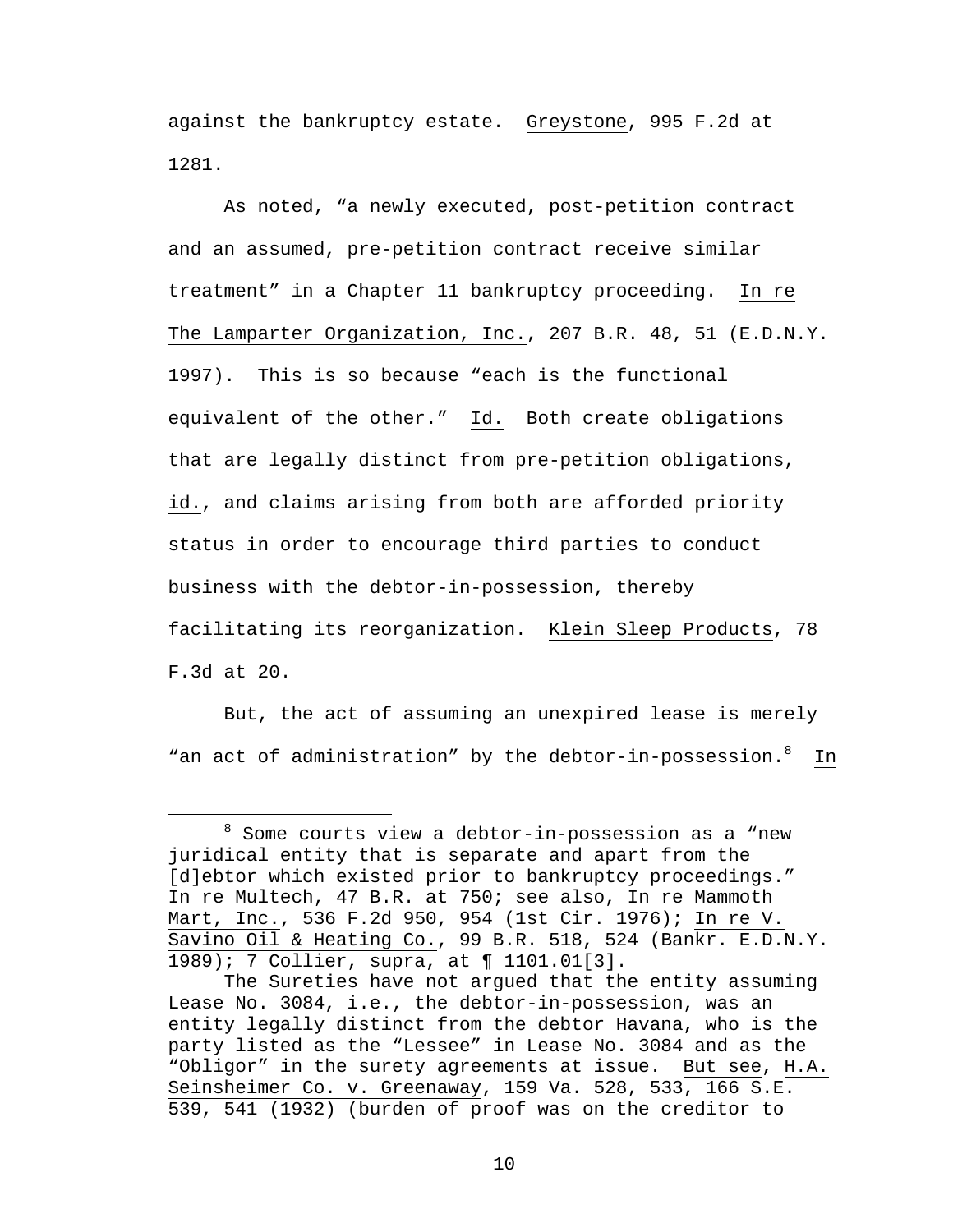against the bankruptcy estate. Greystone, 995 F.2d at 1281.

As noted, "a newly executed, post-petition contract and an assumed, pre-petition contract receive similar treatment" in a Chapter 11 bankruptcy proceeding. In re The Lamparter Organization, Inc., 207 B.R. 48, 51 (E.D.N.Y. 1997). This is so because "each is the functional equivalent of the other." Id. Both create obligations that are legally distinct from pre-petition obligations, id., and claims arising from both are afforded priority status in order to encourage third parties to conduct business with the debtor-in-possession, thereby facilitating its reorganization. Klein Sleep Products, 78 F.3d at 20.

But, the act of assuming an unexpired lease is merely "an act of administration" by the debtor-in-possession.[8] In

---

[8] Some courts view a debtor-in-possession as a "new juridical entity that is separate and apart from the [d]ebtor which existed prior to bankruptcy proceedings." In re Multech, 47 B.R. at 750; see also, In re Mammoth Mart, Inc., 536 F.2d 950, 954 (1st Cir. 1976); In re V. Savino Oil & Heating Co., 99 B.R. 518, 524 (Bankr. E.D.N.Y. 1989); 7 Collier, supra, at ¶ 1101.01[3].

The Sureties have not argued that the entity assuming Lease No. 3084, i.e., the debtor-in-possession, was an entity legally distinct from the debtor Havana, who is the party listed as the "Lessee" in Lease No. 3084 and as the "Obligor" in the surety agreements at issue. But see, H.A. Seinsheimer Co. v. Greenaway, 159 Va. 528, 533, 166 S.E. 539, 541 (1932) (burden of proof was on the creditor to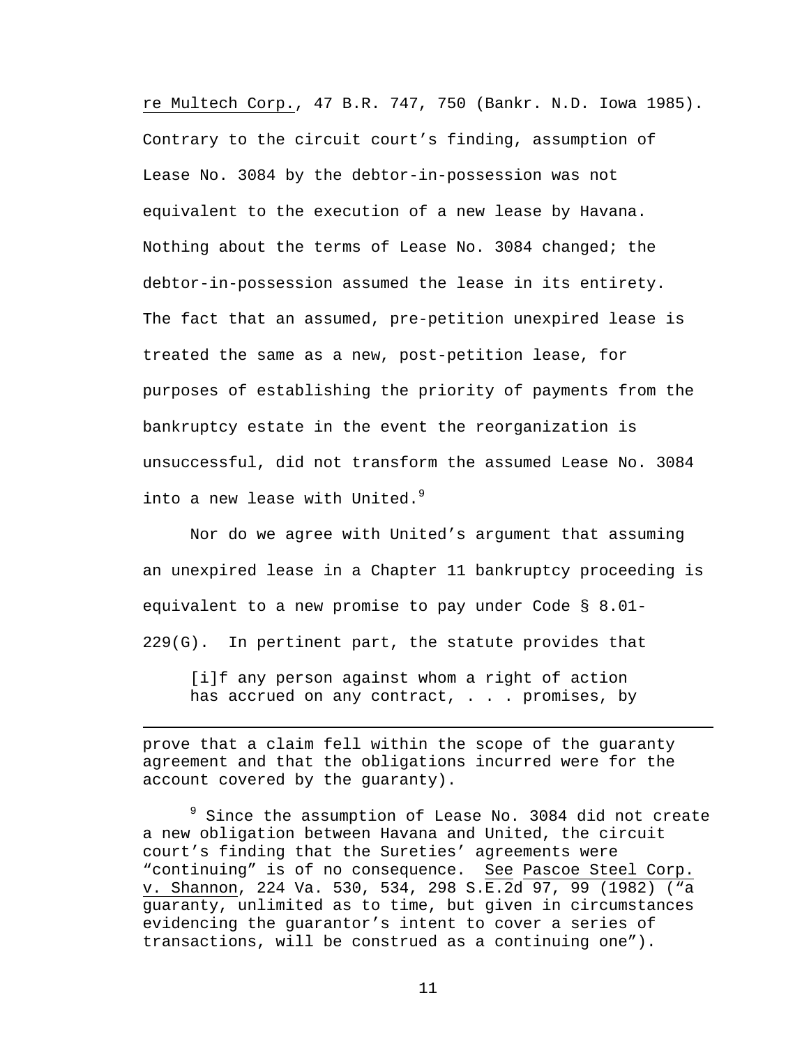re Multech Corp., 47 B.R. 747, 750 (Bankr. N.D. Iowa 1985). Contrary to the circuit court's finding, assumption of Lease No. 3084 by the debtor-in-possession was not equivalent to the execution of a new lease by Havana. Nothing about the terms of Lease No. 3084 changed; the debtor-in-possession assumed the lease in its entirety. The fact that an assumed, pre-petition unexpired lease is treated the same as a new, post-petition lease, for purposes of establishing the priority of payments from the bankruptcy estate in the event the reorganization is unsuccessful, did not transform the assumed Lease No. 3084 into a new lease with United.[9]

Nor do we agree with United's argument that assuming an unexpired lease in a Chapter 11 bankruptcy proceeding is equivalent to a new promise to pay under Code § 8.01-229(G). In pertinent part, the statute provides that

> [i]f any person against whom a right of action has accrued on any contract, . . . promises, by

---

prove that a claim fell within the scope of the guaranty agreement and that the obligations incurred were for the account covered by the guaranty).

[9] Since the assumption of Lease No. 3084 did not create a new obligation between Havana and United, the circuit court's finding that the Sureties' agreements were "continuing" is of no consequence. See Pascoe Steel Corp. v. Shannon, 224 Va. 530, 534, 298 S.E.2d 97, 99 (1982) ("a guaranty, unlimited as to time, but given in circumstances evidencing the guarantor's intent to cover a series of transactions, will be construed as a continuing one").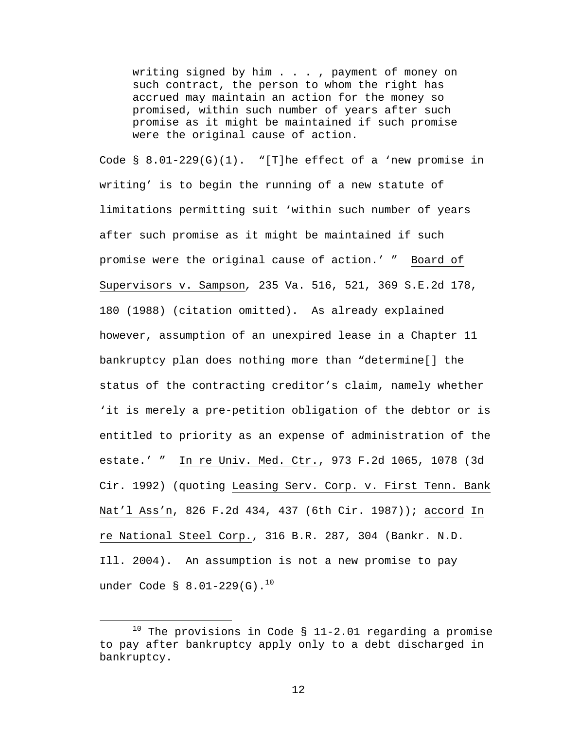> writing signed by him . . . , payment of money on such contract, the person to whom the right has accrued may maintain an action for the money so promised, within such number of years after such promise as it might be maintained if such promise were the original cause of action.

Code § 8.01-229(G)(1). "[T]he effect of a 'new promise in writing' is to begin the running of a new statute of limitations permitting suit 'within such number of years after such promise as it might be maintained if such promise were the original cause of action.' " Board of Supervisors v. Sampson, 235 Va. 516, 521, 369 S.E.2d 178, 180 (1988) (citation omitted). As already explained however, assumption of an unexpired lease in a Chapter 11 bankruptcy plan does nothing more than "determine[] the status of the contracting creditor's claim, namely whether 'it is merely a pre-petition obligation of the debtor or is entitled to priority as an expense of administration of the estate.' " In re Univ. Med. Ctr., 973 F.2d 1065, 1078 (3d Cir. 1992) (quoting Leasing Serv. Corp. v. First Tenn. Bank Nat'l Ass'n, 826 F.2d 434, 437 (6th Cir. 1987)); accord In re National Steel Corp., 316 B.R. 287, 304 (Bankr. N.D. Ill. 2004). An assumption is not a new promise to pay under Code § 8.01-229(G).[10]

---

[10] The provisions in Code § 11-2.01 regarding a promise to pay after bankruptcy apply only to a debt discharged in bankruptcy.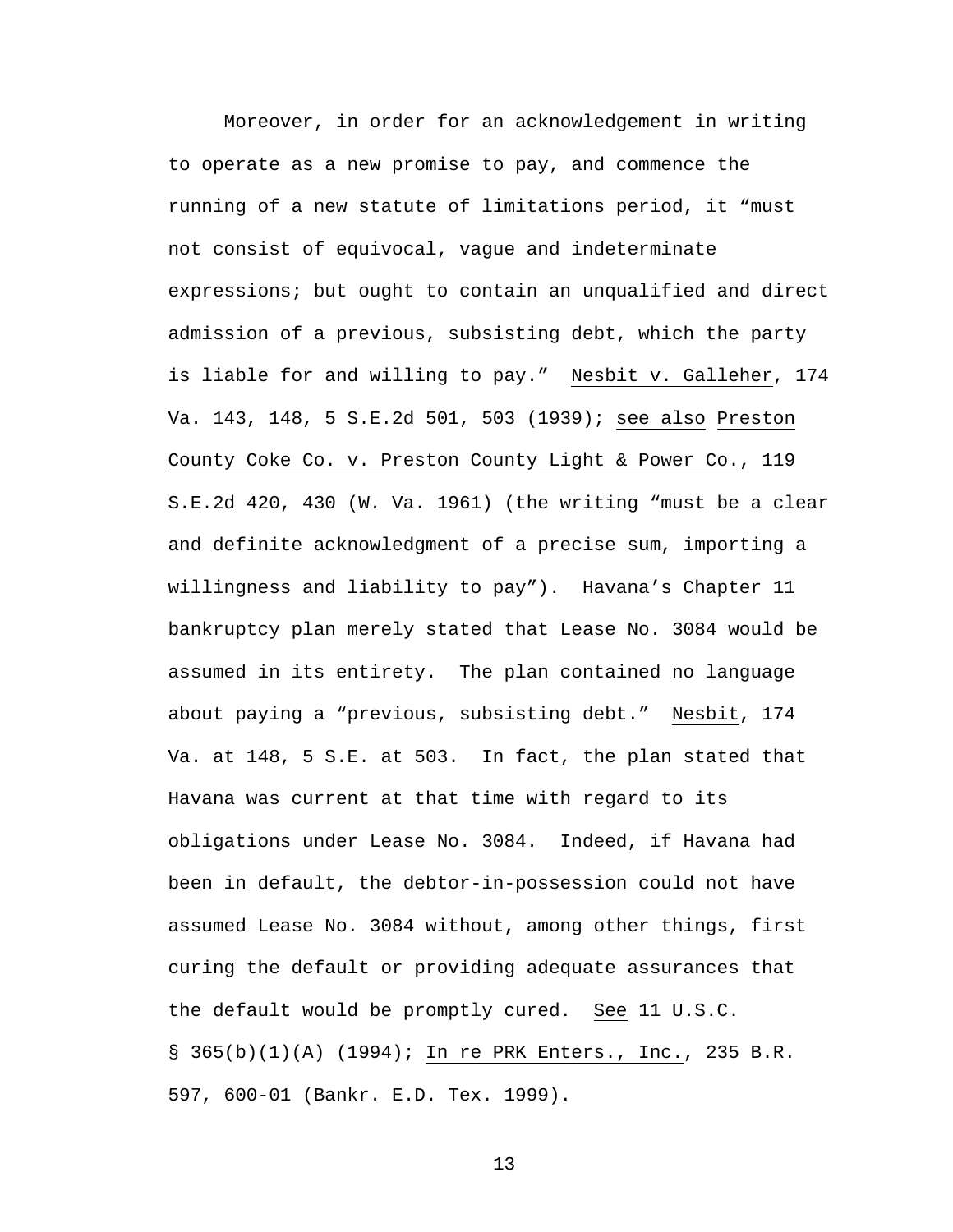Moreover, in order for an acknowledgement in writing to operate as a new promise to pay, and commence the running of a new statute of limitations period, it "must not consist of equivocal, vague and indeterminate expressions; but ought to contain an unqualified and direct admission of a previous, subsisting debt, which the party is liable for and willing to pay." Nesbit v. Galleher, 174 Va. 143, 148, 5 S.E.2d 501, 503 (1939); see also Preston County Coke Co. v. Preston County Light & Power Co., 119 S.E.2d 420, 430 (W. Va. 1961) (the writing "must be a clear and definite acknowledgment of a precise sum, importing a willingness and liability to pay"). Havana's Chapter 11 bankruptcy plan merely stated that Lease No. 3084 would be assumed in its entirety. The plan contained no language about paying a "previous, subsisting debt." Nesbit, 174 Va. at 148, 5 S.E. at 503. In fact, the plan stated that Havana was current at that time with regard to its obligations under Lease No. 3084. Indeed, if Havana had been in default, the debtor-in-possession could not have assumed Lease No. 3084 without, among other things, first curing the default or providing adequate assurances that the default would be promptly cured. See 11 U.S.C. § 365(b)(1)(A) (1994); In re PRK Enters., Inc., 235 B.R. 597, 600-01 (Bankr. E.D. Tex. 1999).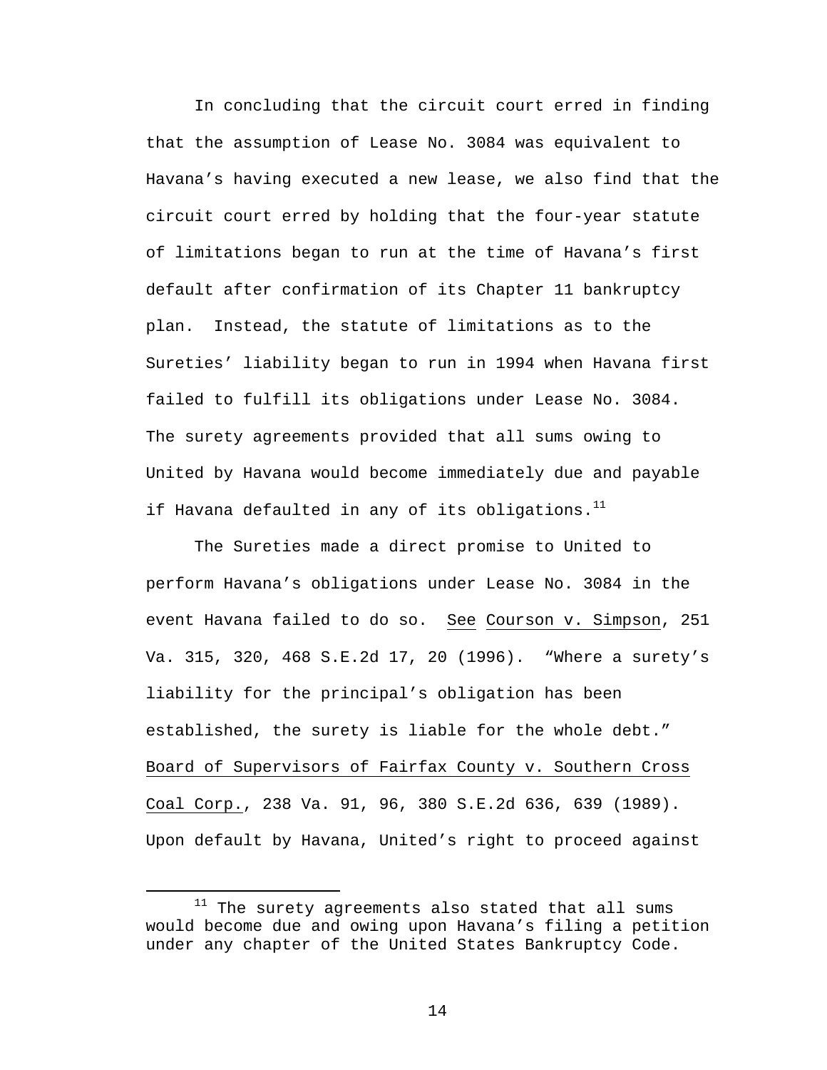In concluding that the circuit court erred in finding that the assumption of Lease No. 3084 was equivalent to Havana's having executed a new lease, we also find that the circuit court erred by holding that the four-year statute of limitations began to run at the time of Havana's first default after confirmation of its Chapter 11 bankruptcy plan. Instead, the statute of limitations as to the Sureties' liability began to run in 1994 when Havana first failed to fulfill its obligations under Lease No. 3084. The surety agreements provided that all sums owing to United by Havana would become immediately due and payable if Havana defaulted in any of its obligations.[11]

The Sureties made a direct promise to United to perform Havana's obligations under Lease No. 3084 in the event Havana failed to do so. See Courson v. Simpson, 251 Va. 315, 320, 468 S.E.2d 17, 20 (1996). "Where a surety's liability for the principal's obligation has been established, the surety is liable for the whole debt." Board of Supervisors of Fairfax County v. Southern Cross Coal Corp., 238 Va. 91, 96, 380 S.E.2d 636, 639 (1989). Upon default by Havana, United's right to proceed against

---

[11] The surety agreements also stated that all sums would become due and owing upon Havana's filing a petition under any chapter of the United States Bankruptcy Code.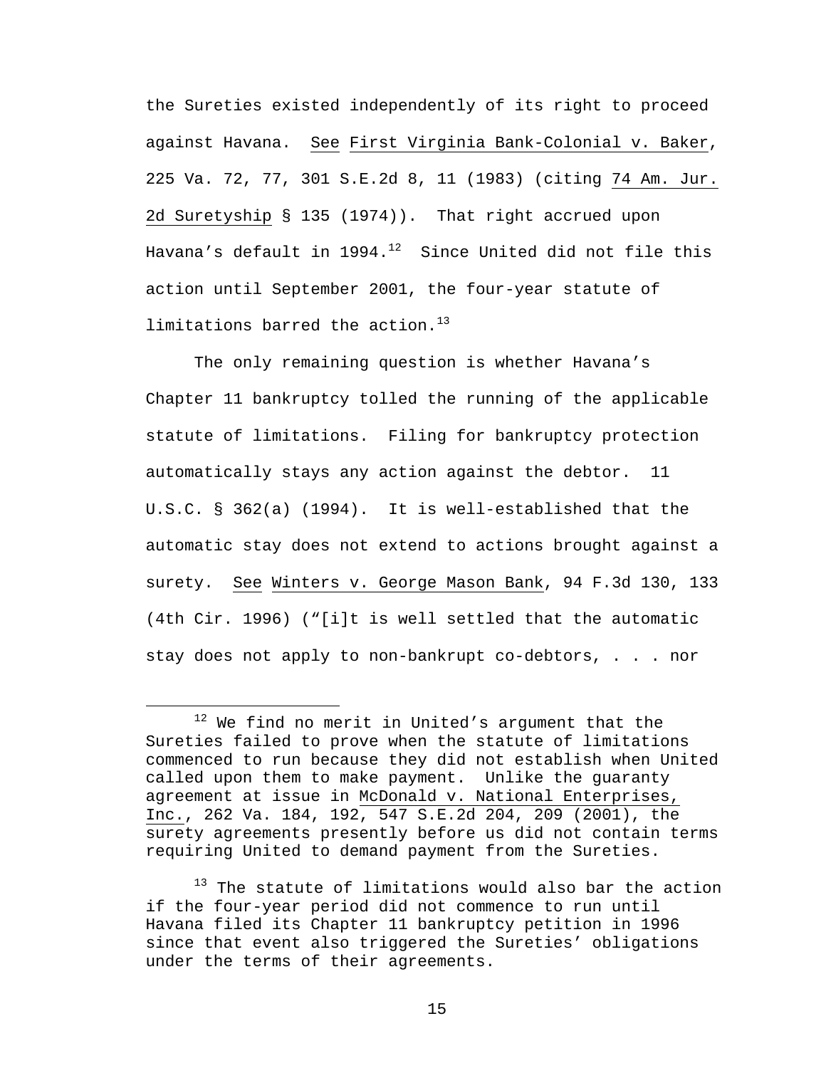the Sureties existed independently of its right to proceed against Havana. See First Virginia Bank-Colonial v. Baker, 225 Va. 72, 77, 301 S.E.2d 8, 11 (1983) (citing 74 Am. Jur. 2d Suretyship § 135 (1974)). That right accrued upon Havana's default in 1994.[12] Since United did not file this action until September 2001, the four-year statute of limitations barred the action.[13]

The only remaining question is whether Havana's Chapter 11 bankruptcy tolled the running of the applicable statute of limitations. Filing for bankruptcy protection automatically stays any action against the debtor. 11 U.S.C. § 362(a) (1994). It is well-established that the automatic stay does not extend to actions brought against a surety. See Winters v. George Mason Bank, 94 F.3d 130, 133 (4th Cir. 1996) ("[i]t is well settled that the automatic stay does not apply to non-bankrupt co-debtors, . . . nor

---

[12] We find no merit in United's argument that the Sureties failed to prove when the statute of limitations commenced to run because they did not establish when United called upon them to make payment. Unlike the guaranty agreement at issue in McDonald v. National Enterprises, Inc., 262 Va. 184, 192, 547 S.E.2d 204, 209 (2001), the surety agreements presently before us did not contain terms requiring United to demand payment from the Sureties.

[13] The statute of limitations would also bar the action if the four-year period did not commence to run until Havana filed its Chapter 11 bankruptcy petition in 1996 since that event also triggered the Sureties' obligations under the terms of their agreements.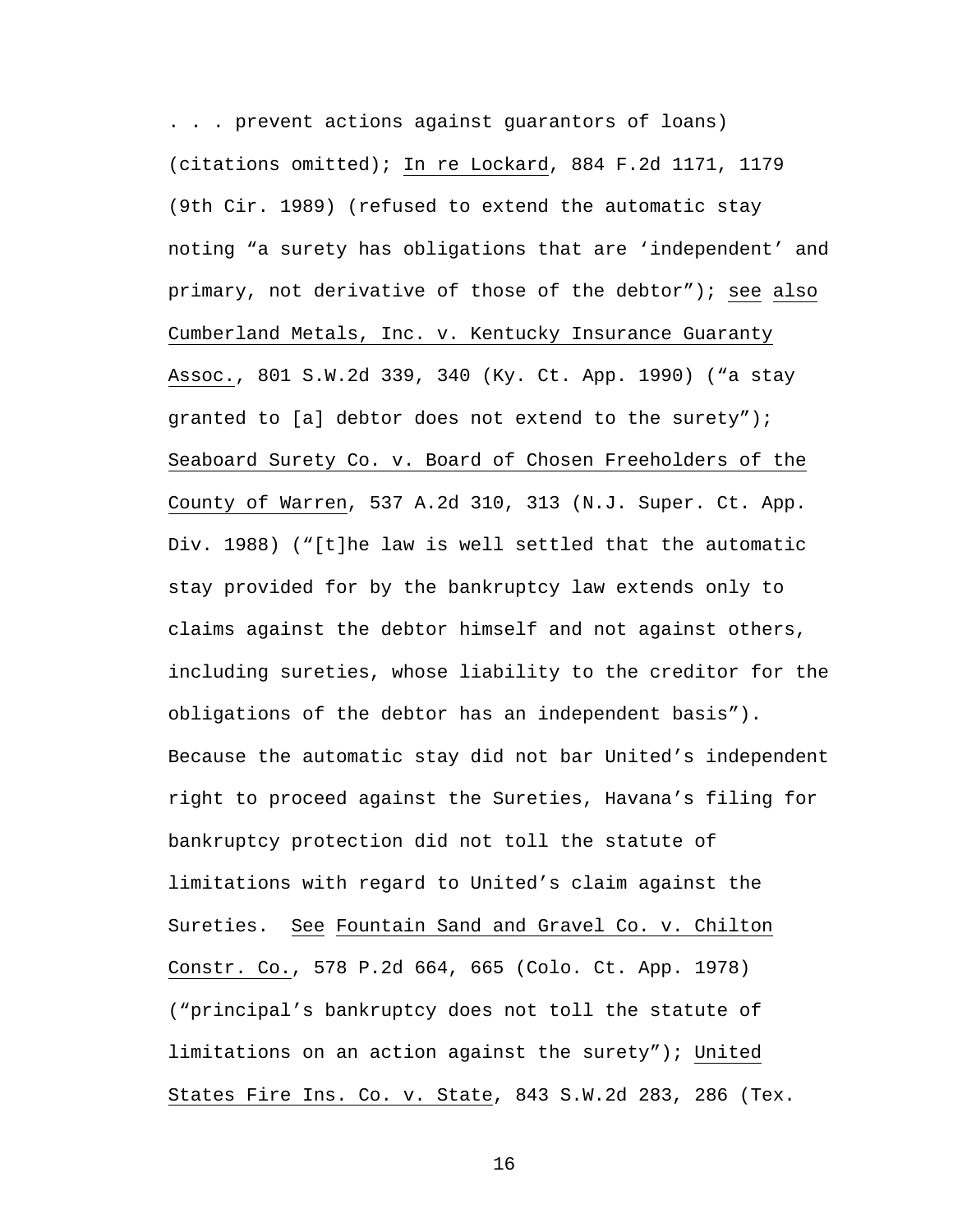. . . prevent actions against guarantors of loans) (citations omitted); In re Lockard, 884 F.2d 1171, 1179 (9th Cir. 1989) (refused to extend the automatic stay noting "a surety has obligations that are 'independent' and primary, not derivative of those of the debtor"); see also Cumberland Metals, Inc. v. Kentucky Insurance Guaranty Assoc., 801 S.W.2d 339, 340 (Ky. Ct. App. 1990) ("a stay granted to [a] debtor does not extend to the surety"); Seaboard Surety Co. v. Board of Chosen Freeholders of the County of Warren, 537 A.2d 310, 313 (N.J. Super. Ct. App. Div. 1988) ("[t]he law is well settled that the automatic stay provided for by the bankruptcy law extends only to claims against the debtor himself and not against others, including sureties, whose liability to the creditor for the obligations of the debtor has an independent basis"). Because the automatic stay did not bar United's independent right to proceed against the Sureties, Havana's filing for bankruptcy protection did not toll the statute of limitations with regard to United's claim against the Sureties. See Fountain Sand and Gravel Co. v. Chilton Constr. Co., 578 P.2d 664, 665 (Colo. Ct. App. 1978) ("principal's bankruptcy does not toll the statute of limitations on an action against the surety"); United States Fire Ins. Co. v. State, 843 S.W.2d 283, 286 (Tex.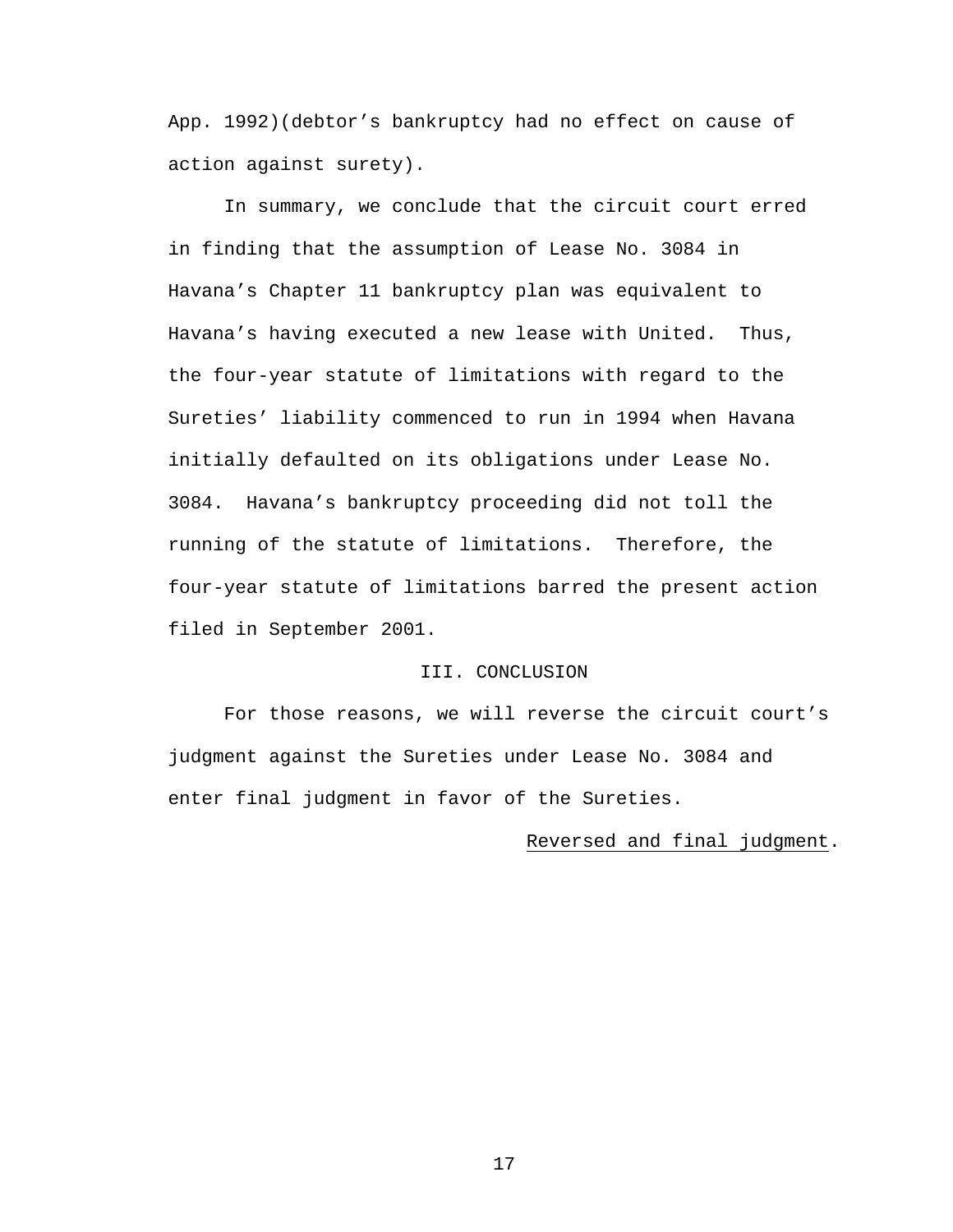App. 1992)(debtor's bankruptcy had no effect on cause of action against surety).

In summary, we conclude that the circuit court erred in finding that the assumption of Lease No. 3084 in Havana's Chapter 11 bankruptcy plan was equivalent to Havana's having executed a new lease with United. Thus, the four-year statute of limitations with regard to the Sureties' liability commenced to run in 1994 when Havana initially defaulted on its obligations under Lease No. 3084. Havana's bankruptcy proceeding did not toll the running of the statute of limitations. Therefore, the four-year statute of limitations barred the present action filed in September 2001.

## III. CONCLUSION

For those reasons, we will reverse the circuit court's judgment against the Sureties under Lease No. 3084 and enter final judgment in favor of the Sureties.

Reversed and final judgment.